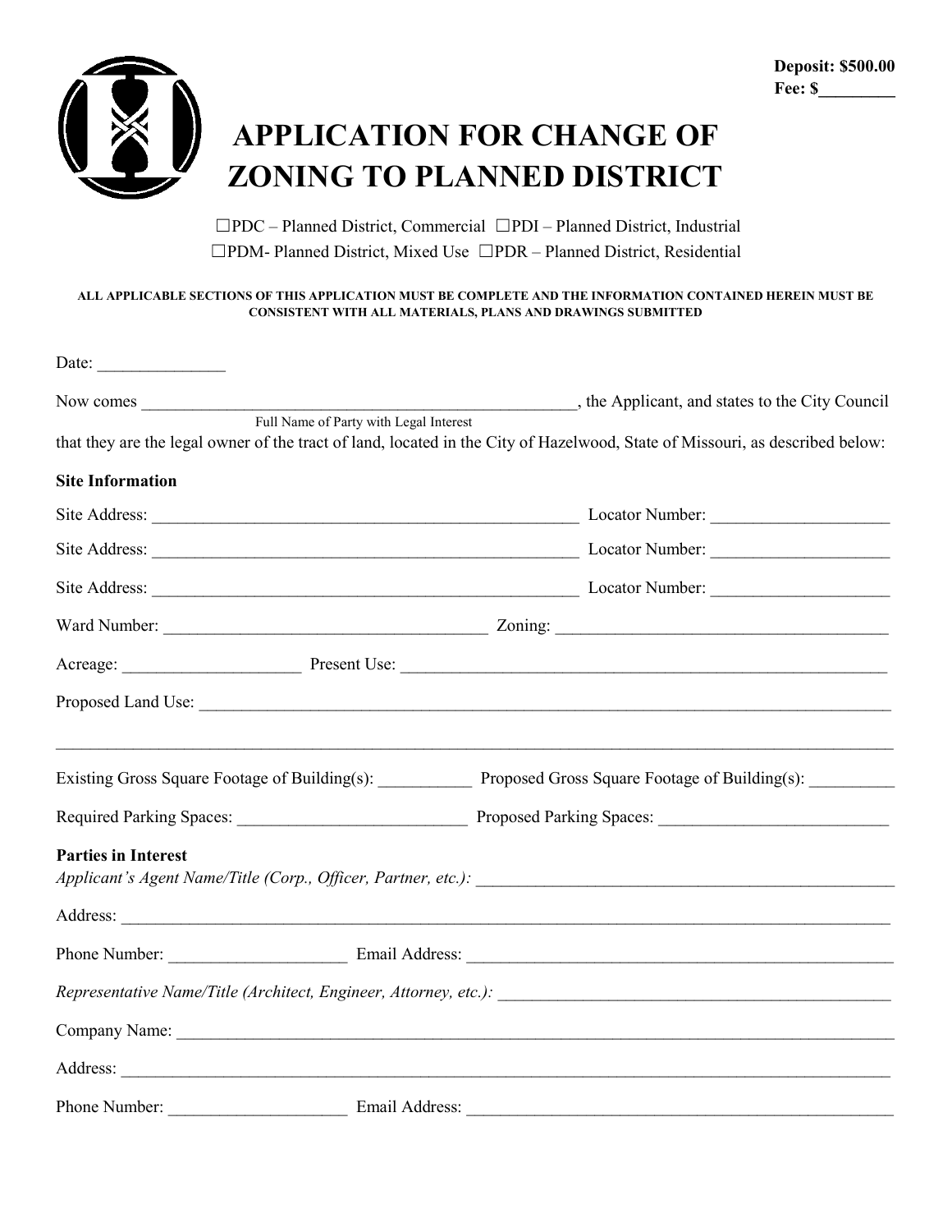**Deposit: $500.00**
**Fee: $________**

# APPLICATION FOR CHANGE OF ZONING TO PLANNED DISTRICT

☐PDC – Planned District, Commercial ☐PDI – Planned District, Industrial
☐PDM- Planned District, Mixed Use ☐PDR – Planned District, Residential

**ALL APPLICABLE SECTIONS OF THIS APPLICATION MUST BE COMPLETE AND THE INFORMATION CONTAINED HEREIN MUST BE CONSISTENT WITH ALL MATERIALS, PLANS AND DRAWINGS SUBMITTED**

Date: _______________

Now comes _____________________________________________________, the Applicant, and states to the City Council
Full Name of Party with Legal Interest
that they are the legal owner of the tract of land, located in the City of Hazelwood, State of Missouri, as described below:

**Site Information**

Site Address: ____________________________________________________ Locator Number: _____________________

Site Address: ____________________________________________________ Locator Number: _____________________

Site Address: ____________________________________________________ Locator Number: _____________________

Ward Number: ______________________________________ Zoning: ______________________________________

Acreage: _____________________ Present Use: ____________________________________________________________

Proposed Land Use: ________________________________________________________________________________

_____________________________________________________________________________________________

Existing Gross Square Footage of Building(s): ___________ Proposed Gross Square Footage of Building(s): __________

Required Parking Spaces: ___________________________ Proposed Parking Spaces: ___________________________

**Parties in Interest**

*Applicant's Agent Name/Title (Corp., Officer, Partner, etc.):* __________________________________________________

Address: _________________________________________________________________________________________

Phone Number: _____________________ Email Address: __________________________________________________

*Representative Name/Title (Architect, Engineer, Attorney, etc.):* _______________________________________________

Company Name: ___________________________________________________________________________________

Address: _________________________________________________________________________________________

Phone Number: _____________________ Email Address: __________________________________________________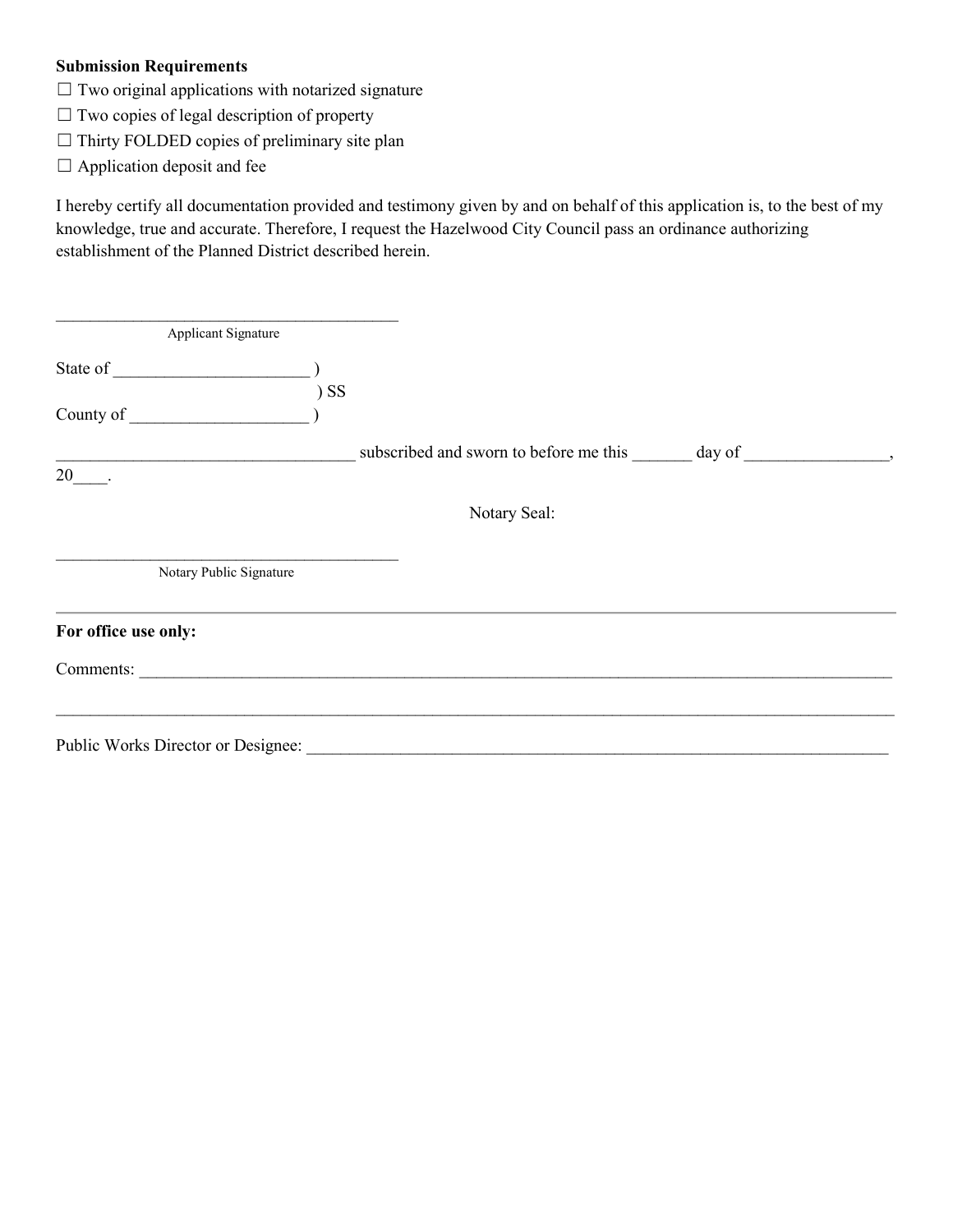**Submission Requirements**

☐ Two original applications with notarized signature
☐ Two copies of legal description of property
☐ Thirty FOLDED copies of preliminary site plan
☐ Application deposit and fee

I hereby certify all documentation provided and testimony given by and on behalf of this application is, to the best of my knowledge, true and accurate. Therefore, I request the Hazelwood City Council pass an ordinance authorizing establishment of the Planned District described herein.

\_\_\_\_\_\_\_\_\_\_\_\_\_\_\_\_\_\_\_\_\_\_\_\_\_\_\_\_\_\_\_\_\_\_\_\_\_\_\_\_\_\_
Applicant Signature

State of \_\_\_\_\_\_\_\_\_\_\_\_\_\_\_\_\_\_\_\_\_\_ )
) SS
County of \_\_\_\_\_\_\_\_\_\_\_\_\_\_\_\_\_\_\_\_ )

\_\_\_\_\_\_\_\_\_\_\_\_\_\_\_\_\_\_\_\_\_\_\_\_\_\_\_\_\_\_\_\_\_\_\_\_ subscribed and sworn to before me this \_\_\_\_\_\_\_ day of \_\_\_\_\_\_\_\_\_\_\_\_\_\_\_\_\_,
20\_\_\_\_.

Notary Seal:

\_\_\_\_\_\_\_\_\_\_\_\_\_\_\_\_\_\_\_\_\_\_\_\_\_\_\_\_\_\_\_\_\_\_\_\_\_\_\_\_\_\_
Notary Public Signature

---

**For office use only:**

Comments: \_\_\_\_\_\_\_\_\_\_\_\_\_\_\_\_\_\_\_\_\_\_\_\_\_\_\_\_\_\_\_\_\_\_\_\_\_\_\_\_\_\_\_\_\_\_\_\_\_\_\_\_\_\_\_\_\_\_\_\_\_\_\_\_\_\_\_\_\_\_\_\_\_\_\_\_\_\_\_\_\_\_\_\_\_\_\_\_\_\_\_\_

\_\_\_\_\_\_\_\_\_\_\_\_\_\_\_\_\_\_\_\_\_\_\_\_\_\_\_\_\_\_\_\_\_\_\_\_\_\_\_\_\_\_\_\_\_\_\_\_\_\_\_\_\_\_\_\_\_\_\_\_\_\_\_\_\_\_\_\_\_\_\_\_\_\_\_\_\_\_\_\_\_\_\_\_\_\_\_\_\_\_\_\_\_\_\_\_\_\_\_\_\_\_\_\_\_\_\_\_

Public Works Director or Designee: \_\_\_\_\_\_\_\_\_\_\_\_\_\_\_\_\_\_\_\_\_\_\_\_\_\_\_\_\_\_\_\_\_\_\_\_\_\_\_\_\_\_\_\_\_\_\_\_\_\_\_\_\_\_\_\_\_\_\_\_\_\_\_\_\_\_\_\_\_\_\_\_\_\_